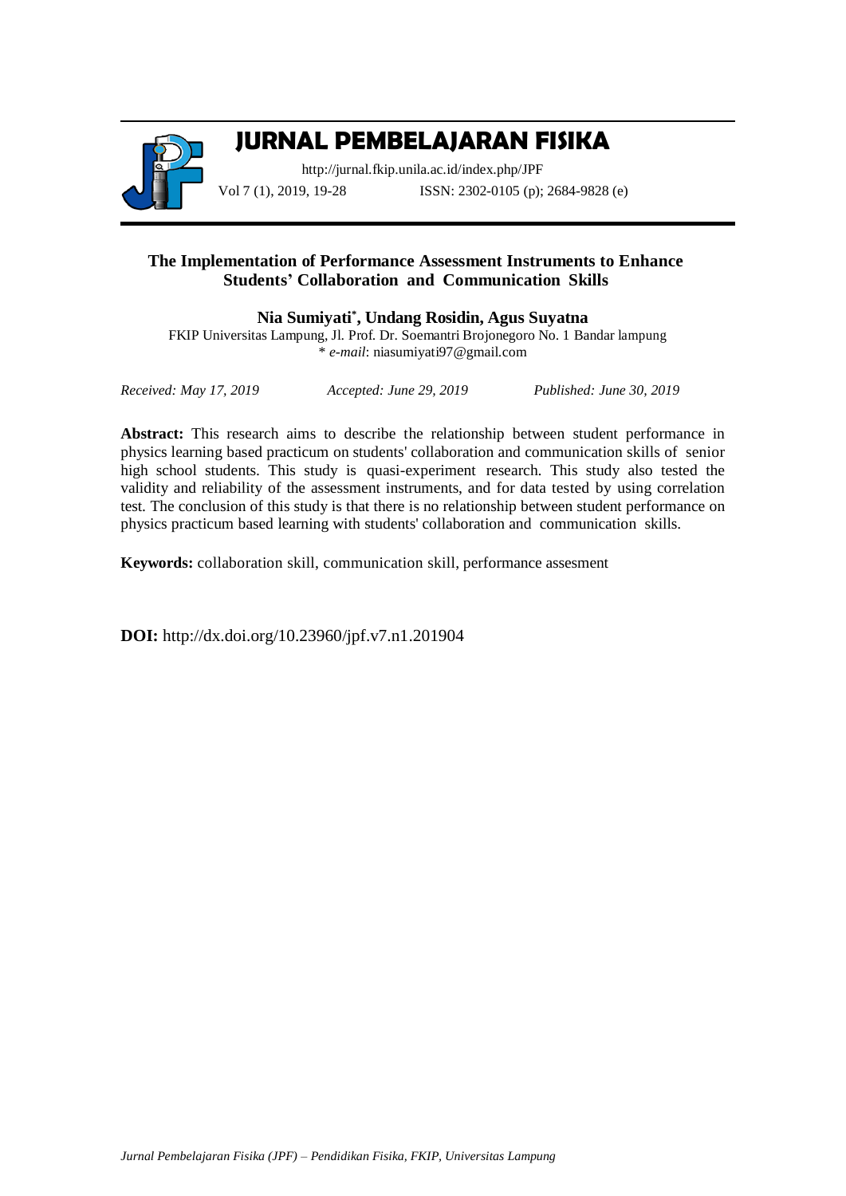# JURNAL PEMBELAJARAN FISIKA

http://jurnal.fkip.unila.ac.id/index.php/JPF

Vol 7 (1), 2019, 19-28 ISSN: 2302-0105 (p); 2684-9828 (e)

## The Implementation of Performance Assessment Instruments to Enhance Students' Collaboration and Communication Skills

**Nia Sumiyati*, Undang Rosidin, Agus Suyatna**

FKIP Universitas Lampung, Jl. Prof. Dr. Soemantri Brojonegoro No. 1 Bandar lampung

\* *e-mail*: niasumiyati97@gmail.com

*Received: May 17, 2019* *Accepted: June 29, 2019* *Published: June 30, 2019*

**Abstract:** This research aims to describe the relationship between student performance in physics learning based practicum on students' collaboration and communication skills of senior high school students. This study is quasi-experiment research. This study also tested the validity and reliability of the assessment instruments, and for data tested by using correlation test. The conclusion of this study is that there is no relationship between student performance on physics practicum based learning with students' collaboration and communication skills.

**Keywords:** collaboration skill, communication skill, performance assesment

**DOI:** http://dx.doi.org/10.23960/jpf.v7.n1.201904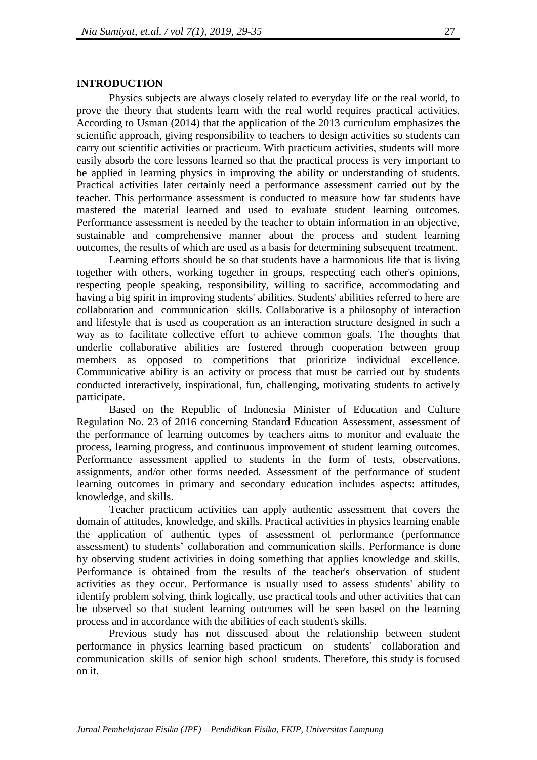## INTRODUCTION

Physics subjects are always closely related to everyday life or the real world, to prove the theory that students learn with the real world requires practical activities. According to Usman (2014) that the application of the 2013 curriculum emphasizes the scientific approach, giving responsibility to teachers to design activities so students can carry out scientific activities or practicum. With practicum activities, students will more easily absorb the core lessons learned so that the practical process is very important to be applied in learning physics in improving the ability or understanding of students. Practical activities later certainly need a performance assessment carried out by the teacher. This performance assessment is conducted to measure how far students have mastered the material learned and used to evaluate student learning outcomes. Performance assessment is needed by the teacher to obtain information in an objective, sustainable and comprehensive manner about the process and student learning outcomes, the results of which are used as a basis for determining subsequent treatment.

Learning efforts should be so that students have a harmonious life that is living together with others, working together in groups, respecting each other's opinions, respecting people speaking, responsibility, willing to sacrifice, accommodating and having a big spirit in improving students' abilities. Students' abilities referred to here are collaboration and communication skills. Collaborative is a philosophy of interaction and lifestyle that is used as cooperation as an interaction structure designed in such a way as to facilitate collective effort to achieve common goals. The thoughts that underlie collaborative abilities are fostered through cooperation between group members as opposed to competitions that prioritize individual excellence. Communicative ability is an activity or process that must be carried out by students conducted interactively, inspirational, fun, challenging, motivating students to actively participate.

Based on the Republic of Indonesia Minister of Education and Culture Regulation No. 23 of 2016 concerning Standard Education Assessment, assessment of the performance of learning outcomes by teachers aims to monitor and evaluate the process, learning progress, and continuous improvement of student learning outcomes. Performance assessment applied to students in the form of tests, observations, assignments, and/or other forms needed. Assessment of the performance of student learning outcomes in primary and secondary education includes aspects: attitudes, knowledge, and skills.

Teacher practicum activities can apply authentic assessment that covers the domain of attitudes, knowledge, and skills. Practical activities in physics learning enable the application of authentic types of assessment of performance (performance assessment) to students' collaboration and communication skills. Performance is done by observing student activities in doing something that applies knowledge and skills. Performance is obtained from the results of the teacher's observation of student activities as they occur. Performance is usually used to assess students' ability to identify problem solving, think logically, use practical tools and other activities that can be observed so that student learning outcomes will be seen based on the learning process and in accordance with the abilities of each student's skills.

Previous study has not disscused about the relationship between student performance in physics learning based practicum on students' collaboration and communication skills of senior high school students. Therefore, this study is focused on it.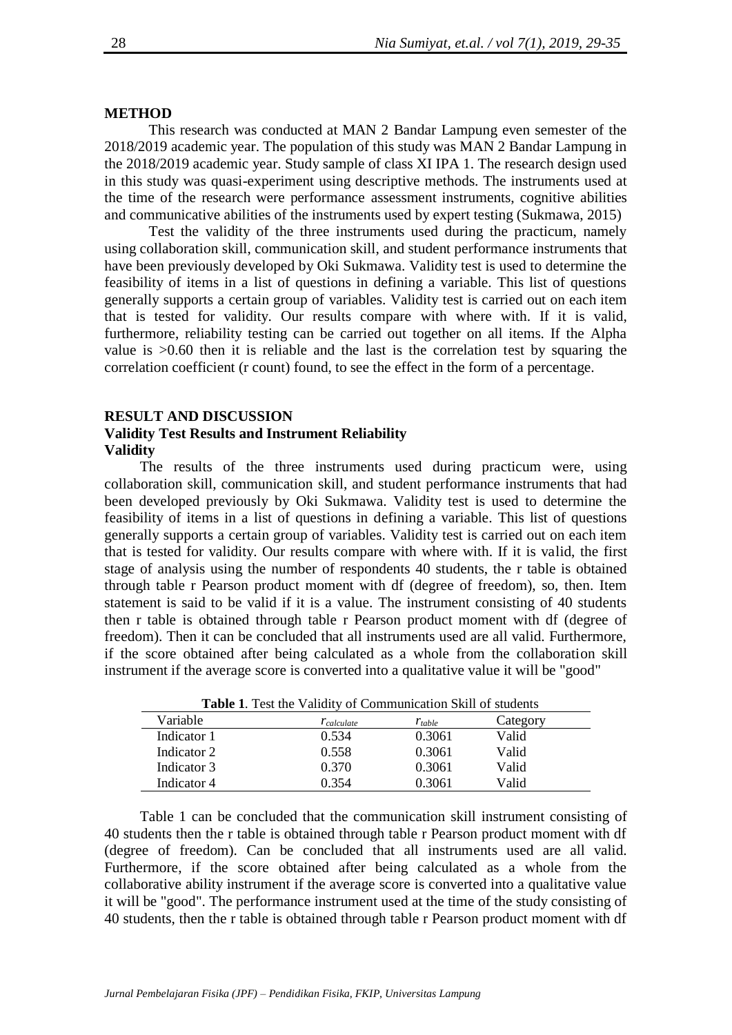## METHOD

This research was conducted at MAN 2 Bandar Lampung even semester of the 2018/2019 academic year. The population of this study was MAN 2 Bandar Lampung in the 2018/2019 academic year. Study sample of class XI IPA 1. The research design used in this study was quasi-experiment using descriptive methods. The instruments used at the time of the research were performance assessment instruments, cognitive abilities and communicative abilities of the instruments used by expert testing (Sukmawa, 2015)

Test the validity of the three instruments used during the practicum, namely using collaboration skill, communication skill, and student performance instruments that have been previously developed by Oki Sukmawa. Validity test is used to determine the feasibility of items in a list of questions in defining a variable. This list of questions generally supports a certain group of variables. Validity test is carried out on each item that is tested for validity. Our results compare with where with. If it is valid, furthermore, reliability testing can be carried out together on all items. If the Alpha value is >0.60 then it is reliable and the last is the correlation test by squaring the correlation coefficient (r count) found, to see the effect in the form of a percentage.

## RESULT AND DISCUSSION

### Validity Test Results and Instrument Reliability

#### Validity

The results of the three instruments used during practicum were, using collaboration skill, communication skill, and student performance instruments that had been developed previously by Oki Sukmawa. Validity test is used to determine the feasibility of items in a list of questions in defining a variable. This list of questions generally supports a certain group of variables. Validity test is carried out on each item that is tested for validity. Our results compare with where with. If it is valid, the first stage of analysis using the number of respondents 40 students, the r table is obtained through table r Pearson product moment with df (degree of freedom), so, then. Item statement is said to be valid if it is a value. The instrument consisting of 40 students then r table is obtained through table r Pearson product moment with df (degree of freedom). Then it can be concluded that all instruments used are all valid. Furthermore, if the score obtained after being calculated as a whole from the collaboration skill instrument if the average score is converted into a qualitative value it will be "good"

**Table 1**. Test the Validity of Communication Skill of students

| Variable | $r_{calculate}$ | $r_{table}$ | Category |
|---|---|---|---|
| Indicator 1 | 0.534 | 0.3061 | Valid |
| Indicator 2 | 0.558 | 0.3061 | Valid |
| Indicator 3 | 0.370 | 0.3061 | Valid |
| Indicator 4 | 0.354 | 0.3061 | Valid |

Table 1 can be concluded that the communication skill instrument consisting of 40 students then the r table is obtained through table r Pearson product moment with df (degree of freedom). Can be concluded that all instruments used are all valid. Furthermore, if the score obtained after being calculated as a whole from the collaborative ability instrument if the average score is converted into a qualitative value it will be "good". The performance instrument used at the time of the study consisting of 40 students, then the r table is obtained through table r Pearson product moment with df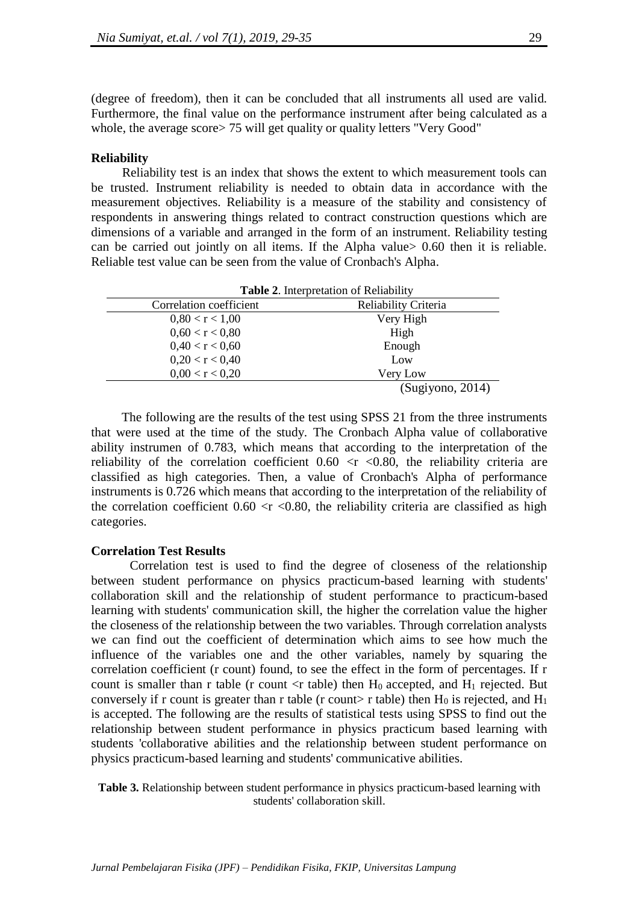(degree of freedom), then it can be concluded that all instruments all used are valid. Furthermore, the final value on the performance instrument after being calculated as a whole, the average score> 75 will get quality or quality letters "Very Good"

**Reliability**

Reliability test is an index that shows the extent to which measurement tools can be trusted. Instrument reliability is needed to obtain data in accordance with the measurement objectives. Reliability is a measure of the stability and consistency of respondents in answering things related to contract construction questions which are dimensions of a variable and arranged in the form of an instrument. Reliability testing can be carried out jointly on all items. If the Alpha value> 0.60 then it is reliable. Reliable test value can be seen from the value of Cronbach's Alpha.

**Table 2**. Interpretation of Reliability

| Correlation coefficient | Reliability Criteria |
|---|---|
| $0,80 < r < 1,00$ | Very High |
| $0,60 < r < 0,80$ | High |
| $0,40 < r < 0,60$ | Enough |
| $0,20 < r < 0,40$ | Low |
| $0,00 < r < 0,20$ | Very Low |

(Sugiyono, 2014)

The following are the results of the test using SPSS 21 from the three instruments that were used at the time of the study. The Cronbach Alpha value of collaborative ability instrumen of 0.783, which means that according to the interpretation of the reliability of the correlation coefficient $0.60 < r < 0.80$, the reliability criteria are classified as high categories. Then, a value of Cronbach's Alpha of performance instruments is 0.726 which means that according to the interpretation of the reliability of the correlation coefficient $0.60 < r < 0.80$, the reliability criteria are classified as high categories.

**Correlation Test Results**

Correlation test is used to find the degree of closeness of the relationship between student performance on physics practicum-based learning with students' collaboration skill and the relationship of student performance to practicum-based learning with students' communication skill, the higher the correlation value the higher the closeness of the relationship between the two variables. Through correlation analysts we can find out the coefficient of determination which aims to see how much the influence of the variables one and the other variables, namely by squaring the correlation coefficient (r count) found, to see the effect in the form of percentages. If r count is smaller than r table (r count <r table) then $H_0$ accepted, and $H_1$ rejected. But conversely if r count is greater than r table (r count> r table) then $H_0$ is rejected, and $H_1$ is accepted. The following are the results of statistical tests using SPSS to find out the relationship between student performance in physics practicum based learning with students 'collaborative abilities and the relationship between student performance on physics practicum-based learning and students' communicative abilities.

**Table 3.** Relationship between student performance in physics practicum-based learning with students' collaboration skill.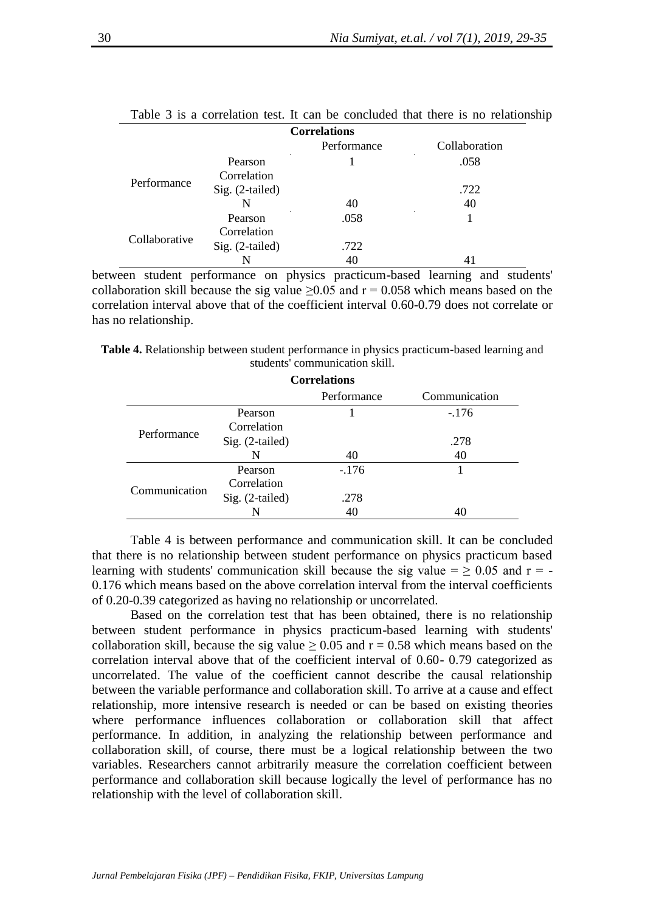Table 3 is a correlation test. It can be concluded that there is no relationship

**Correlations**

| | | Performance | Collaboration |
|---|---|---|---|
| Performance | Pearson Correlation | 1 | .058 |
| | Sig. (2-tailed) | | .722 |
| | N | 40 | 40 |
| Collaborative | Pearson Correlation | .058 | 1 |
| | Sig. (2-tailed) | .722 | |
| | N | 40 | 41 |

between student performance on physics practicum-based learning and students' collaboration skill because the sig value $\geq 0.05$ and $r = 0.058$ which means based on the correlation interval above that of the coefficient interval 0.60-0.79 does not correlate or has no relationship.

**Table 4.** Relationship between student performance in physics practicum-based learning and students' communication skill.

**Correlations**

| | | Performance | Communication |
|---|---|---|---|
| Performance | Pearson Correlation | 1 | -.176 |
| | Sig. (2-tailed) | | .278 |
| | N | 40 | 40 |
| Communication | Pearson Correlation | -.176 | 1 |
| | Sig. (2-tailed) | .278 | |
| | N | 40 | 40 |

Table 4 is between performance and communication skill. It can be concluded that there is no relationship between student performance on physics practicum based learning with students' communication skill because the sig value $= \geq 0.05$ and $r = -0.176$ which means based on the above correlation interval from the interval coefficients of 0.20-0.39 categorized as having no relationship or uncorrelated.

Based on the correlation test that has been obtained, there is no relationship between student performance in physics practicum-based learning with students' collaboration skill, because the sig value $\geq 0.05$ and $r = 0.58$ which means based on the correlation interval above that of the coefficient interval of 0.60- 0.79 categorized as uncorrelated. The value of the coefficient cannot describe the causal relationship between the variable performance and collaboration skill. To arrive at a cause and effect relationship, more intensive research is needed or can be based on existing theories where performance influences collaboration or collaboration skill that affect performance. In addition, in analyzing the relationship between performance and collaboration skill, of course, there must be a logical relationship between the two variables. Researchers cannot arbitrarily measure the correlation coefficient between performance and collaboration skill because logically the level of performance has no relationship with the level of collaboration skill.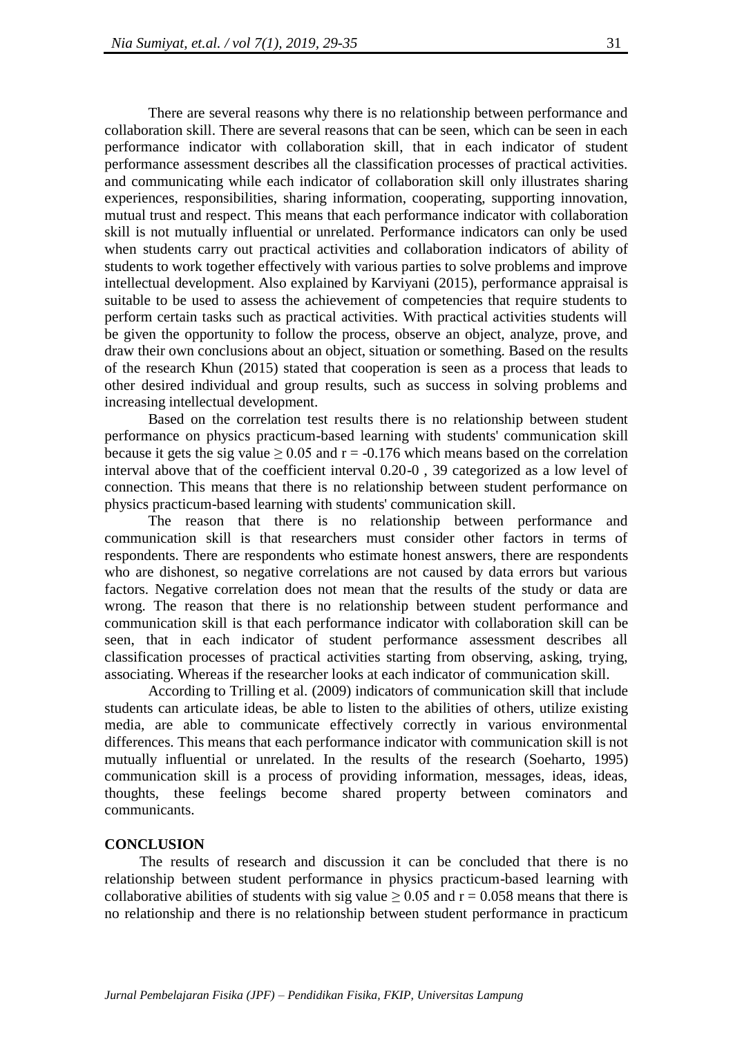There are several reasons why there is no relationship between performance and collaboration skill. There are several reasons that can be seen, which can be seen in each performance indicator with collaboration skill, that in each indicator of student performance assessment describes all the classification processes of practical activities. and communicating while each indicator of collaboration skill only illustrates sharing experiences, responsibilities, sharing information, cooperating, supporting innovation, mutual trust and respect. This means that each performance indicator with collaboration skill is not mutually influential or unrelated. Performance indicators can only be used when students carry out practical activities and collaboration indicators of ability of students to work together effectively with various parties to solve problems and improve intellectual development. Also explained by Karviyani (2015), performance appraisal is suitable to be used to assess the achievement of competencies that require students to perform certain tasks such as practical activities. With practical activities students will be given the opportunity to follow the process, observe an object, analyze, prove, and draw their own conclusions about an object, situation or something. Based on the results of the research Khun (2015) stated that cooperation is seen as a process that leads to other desired individual and group results, such as success in solving problems and increasing intellectual development.

Based on the correlation test results there is no relationship between student performance on physics practicum-based learning with students' communication skill because it gets the sig value $\geq 0.05$ and $r = -0.176$ which means based on the correlation interval above that of the coefficient interval 0.20-0 , 39 categorized as a low level of connection. This means that there is no relationship between student performance on physics practicum-based learning with students' communication skill.

The reason that there is no relationship between performance and communication skill is that researchers must consider other factors in terms of respondents. There are respondents who estimate honest answers, there are respondents who are dishonest, so negative correlations are not caused by data errors but various factors. Negative correlation does not mean that the results of the study or data are wrong. The reason that there is no relationship between student performance and communication skill is that each performance indicator with collaboration skill can be seen, that in each indicator of student performance assessment describes all classification processes of practical activities starting from observing, asking, trying, associating. Whereas if the researcher looks at each indicator of communication skill.

According to Trilling et al. (2009) indicators of communication skill that include students can articulate ideas, be able to listen to the abilities of others, utilize existing media, are able to communicate effectively correctly in various environmental differences. This means that each performance indicator with communication skill is not mutually influential or unrelated. In the results of the research (Soeharto, 1995) communication skill is a process of providing information, messages, ideas, ideas, thoughts, these feelings become shared property between cominators and communicants.

## CONCLUSION

The results of research and discussion it can be concluded that there is no relationship between student performance in physics practicum-based learning with collaborative abilities of students with sig value $\geq 0.05$ and $r = 0.058$ means that there is no relationship and there is no relationship between student performance in practicum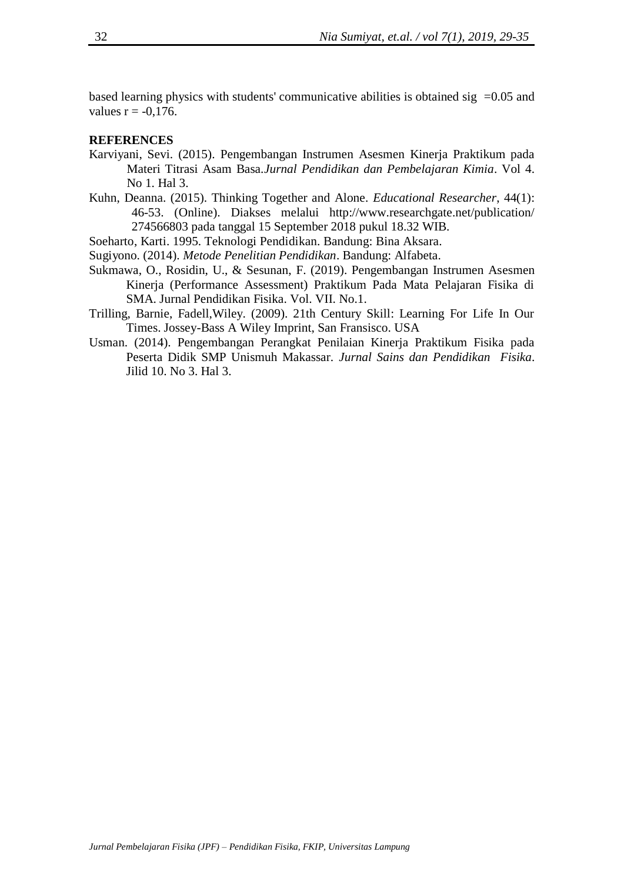based learning physics with students' communicative abilities is obtained sig =0.05 and values r = -0,176.

**REFERENCES**

Karviyani, Sevi. (2015). Pengembangan Instrumen Asesmen Kinerja Praktikum pada Materi Titrasi Asam Basa.*Jurnal Pendidikan dan Pembelajaran Kimia*. Vol 4. No 1. Hal 3.

Kuhn, Deanna. (2015). Thinking Together and Alone. *Educational Researcher*, 44(1): 46-53. (Online). Diakses melalui http://www.researchgate.net/publication/274566803 pada tanggal 15 September 2018 pukul 18.32 WIB.

Soeharto, Karti. 1995. Teknologi Pendidikan. Bandung: Bina Aksara.

Sugiyono. (2014). *Metode Penelitian Pendidikan*. Bandung: Alfabeta.

Sukmawa, O., Rosidin, U., & Sesunan, F. (2019). Pengembangan Instrumen Asesmen Kinerja (Performance Assessment) Praktikum Pada Mata Pelajaran Fisika di SMA. Jurnal Pendidikan Fisika. Vol. VII. No.1.

Trilling, Barnie, Fadell,Wiley. (2009). 21th Century Skill: Learning For Life In Our Times. Jossey-Bass A Wiley Imprint, San Fransisco. USA

Usman. (2014). Pengembangan Perangkat Penilaian Kinerja Praktikum Fisika pada Peserta Didik SMP Unismuh Makassar. *Jurnal Sains dan Pendidikan Fisika*. Jilid 10. No 3. Hal 3.